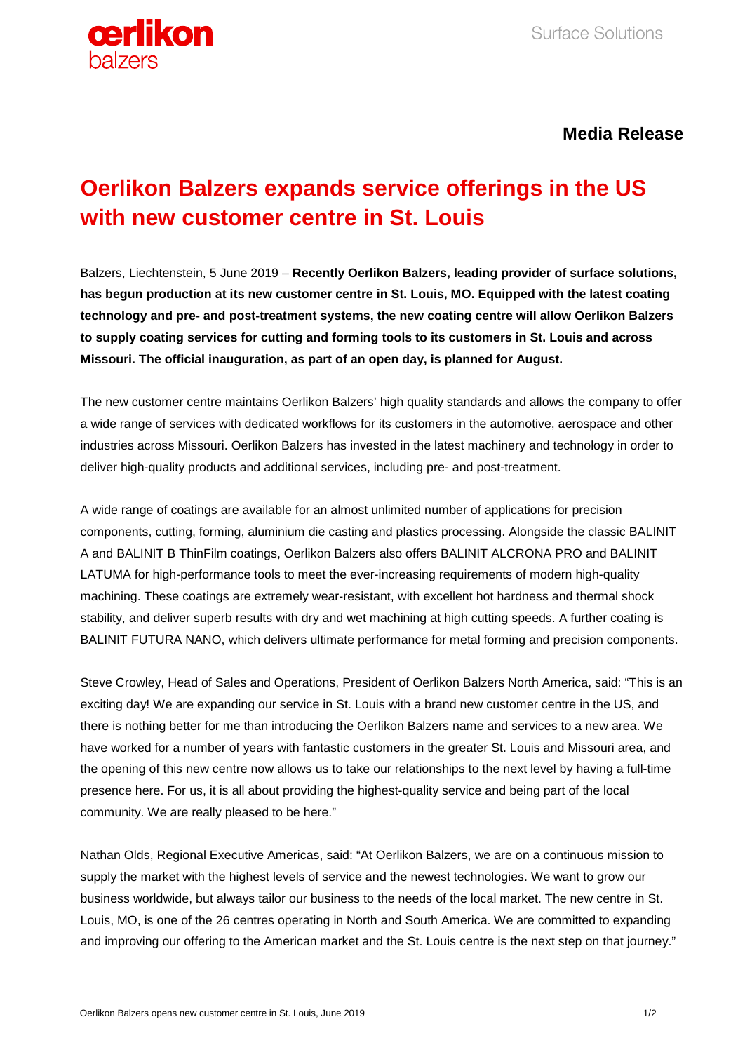**Media Release**

# Oerlikon Balzers expands service offerings in the US with new customer centre in St. Louis

Balzers, Liechtenstein, 5 June 2019 – **Recently Oerlikon Balzers, leading provider of surface solutions, has begun production at its new customer centre in St. Louis, MO. Equipped with the latest coating technology and pre- and post-treatment systems, the new coating centre will allow Oerlikon Balzers to supply coating services for cutting and forming tools to its customers in St. Louis and across Missouri. The official inauguration, as part of an open day, is planned for August.**

The new customer centre maintains Oerlikon Balzers' high quality standards and allows the company to offer a wide range of services with dedicated workflows for its customers in the automotive, aerospace and other industries across Missouri. Oerlikon Balzers has invested in the latest machinery and technology in order to deliver high-quality products and additional services, including pre- and post-treatment.

A wide range of coatings are available for an almost unlimited number of applications for precision components, cutting, forming, aluminium die casting and plastics processing. Alongside the classic BALINIT A and BALINIT B ThinFilm coatings, Oerlikon Balzers also offers BALINIT ALCRONA PRO and BALINIT LATUMA for high-performance tools to meet the ever-increasing requirements of modern high-quality machining. These coatings are extremely wear-resistant, with excellent hot hardness and thermal shock stability, and deliver superb results with dry and wet machining at high cutting speeds. A further coating is BALINIT FUTURA NANO, which delivers ultimate performance for metal forming and precision components.

Steve Crowley, Head of Sales and Operations, President of Oerlikon Balzers North America, said: "This is an exciting day! We are expanding our service in St. Louis with a brand new customer centre in the US, and there is nothing better for me than introducing the Oerlikon Balzers name and services to a new area. We have worked for a number of years with fantastic customers in the greater St. Louis and Missouri area, and the opening of this new centre now allows us to take our relationships to the next level by having a full-time presence here. For us, it is all about providing the highest-quality service and being part of the local community. We are really pleased to be here."

Nathan Olds, Regional Executive Americas, said: "At Oerlikon Balzers, we are on a continuous mission to supply the market with the highest levels of service and the newest technologies. We want to grow our business worldwide, but always tailor our business to the needs of the local market. The new centre in St. Louis, MO, is one of the 26 centres operating in North and South America. We are committed to expanding and improving our offering to the American market and the St. Louis centre is the next step on that journey."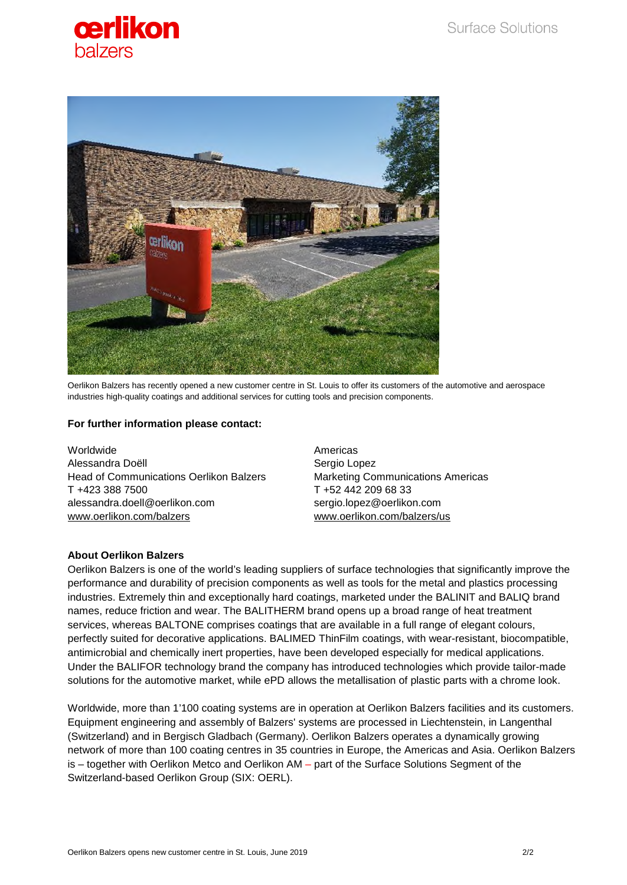Oerlikon Balzers has recently opened a new customer centre in St. Louis to offer its customers of the automotive and aerospace industries high-quality coatings and additional services for cutting tools and precision components.

**For further information please contact:**

Worldwide
Alessandra Doëll
Head of Communications Oerlikon Balzers
T +423 388 7500
alessandra.doell@oerlikon.com
www.oerlikon.com/balzers

Americas
Sergio Lopez
Marketing Communications Americas
T +52 442 209 68 33
sergio.lopez@oerlikon.com
www.oerlikon.com/balzers/us

**About Oerlikon Balzers**

Oerlikon Balzers is one of the world's leading suppliers of surface technologies that significantly improve the performance and durability of precision components as well as tools for the metal and plastics processing industries. Extremely thin and exceptionally hard coatings, marketed under the BALINIT and BALIQ brand names, reduce friction and wear. The BALITHERM brand opens up a broad range of heat treatment services, whereas BALTONE comprises coatings that are available in a full range of elegant colours, perfectly suited for decorative applications. BALIMED ThinFilm coatings, with wear-resistant, biocompatible, antimicrobial and chemically inert properties, have been developed especially for medical applications. Under the BALIFOR technology brand the company has introduced technologies which provide tailor-made solutions for the automotive market, while ePD allows the metallisation of plastic parts with a chrome look.

Worldwide, more than 1'100 coating systems are in operation at Oerlikon Balzers facilities and its customers. Equipment engineering and assembly of Balzers' systems are processed in Liechtenstein, in Langenthal (Switzerland) and in Bergisch Gladbach (Germany). Oerlikon Balzers operates a dynamically growing network of more than 100 coating centres in 35 countries in Europe, the Americas and Asia. Oerlikon Balzers is – together with Oerlikon Metco and Oerlikon AM – part of the Surface Solutions Segment of the Switzerland-based Oerlikon Group (SIX: OERL).